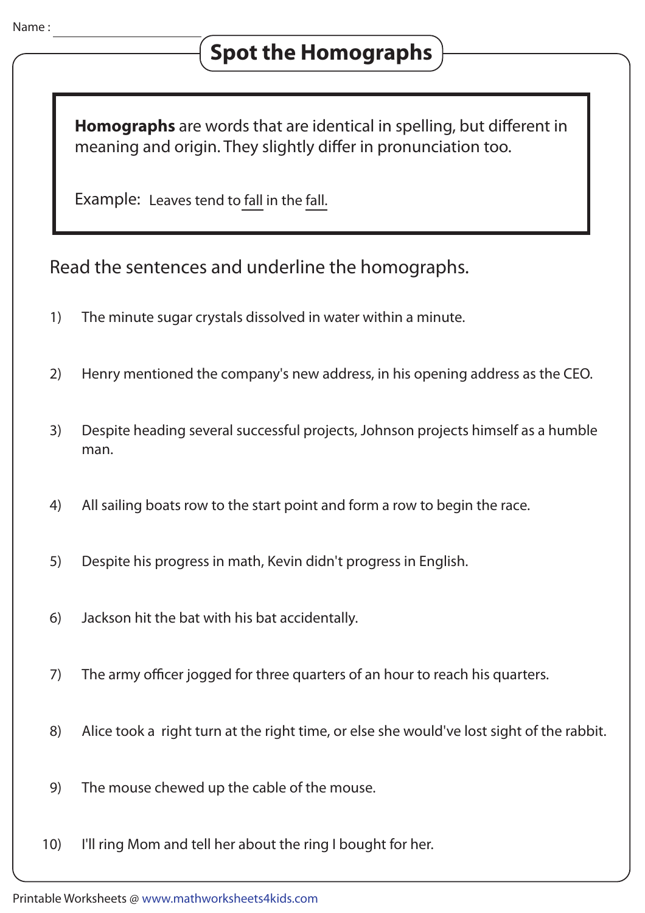Name : ____________________

# Spot the Homographs

**Homographs** are words that are identical in spelling, but different in meaning and origin. They slightly differ in pronunciation too.

Example: Leaves tend to <u>fall</u> in the <u>fall.</u>

Read the sentences and underline the homographs.

1) The minute sugar crystals dissolved in water within a minute.

2) Henry mentioned the company's new address, in his opening address as the CEO.

3) Despite heading several successful projects, Johnson projects himself as a humble man.

4) All sailing boats row to the start point and form a row to begin the race.

5) Despite his progress in math, Kevin didn't progress in English.

6) Jackson hit the bat with his bat accidentally.

7) The army officer jogged for three quarters of an hour to reach his quarters.

8) Alice took a right turn at the right time, or else she would've lost sight of the rabbit.

9) The mouse chewed up the cable of the mouse.

10) I'll ring Mom and tell her about the ring I bought for her.

Printable Worksheets @ www.mathworksheets4kids.com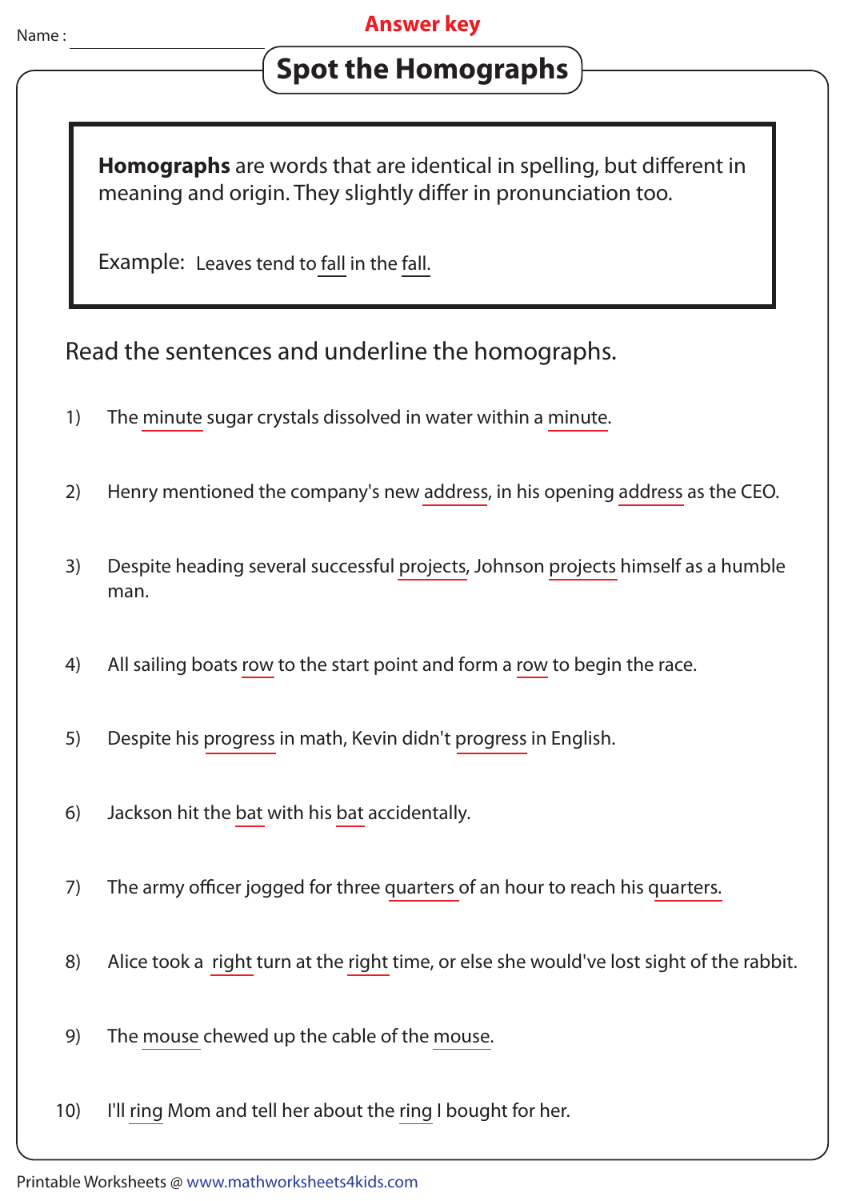Name : ____________________

**Answer key**

# Spot the Homographs

**Homographs** are words that are identical in spelling, but different in meaning and origin. They slightly differ in pronunciation too.

Example: Leaves tend to <u>fall</u> in the <u>fall</u>.

Read the sentences and underline the homographs.

1) The <u>minute</u> sugar crystals dissolved in water within a <u>minute</u>.

2) Henry mentioned the company's new <u>address</u>, in his opening <u>address</u> as the CEO.

3) Despite heading several successful <u>projects</u>, Johnson <u>projects</u> himself as a humble man.

4) All sailing boats <u>row</u> to the start point and form a <u>row</u> to begin the race.

5) Despite his <u>progress</u> in math, Kevin didn't <u>progress</u> in English.

6) Jackson hit the <u>bat</u> with his <u>bat</u> accidentally.

7) The army officer jogged for three <u>quarters</u> of an hour to reach his <u>quarters</u>.

8) Alice took a <u>right</u> turn at the <u>right</u> time, or else she would've lost sight of the rabbit.

9) The <u>mouse</u> chewed up the cable of the <u>mouse</u>.

10) I'll <u>ring</u> Mom and tell her about the <u>ring</u> I bought for her.

Printable Worksheets @ www.mathworksheets4kids.com